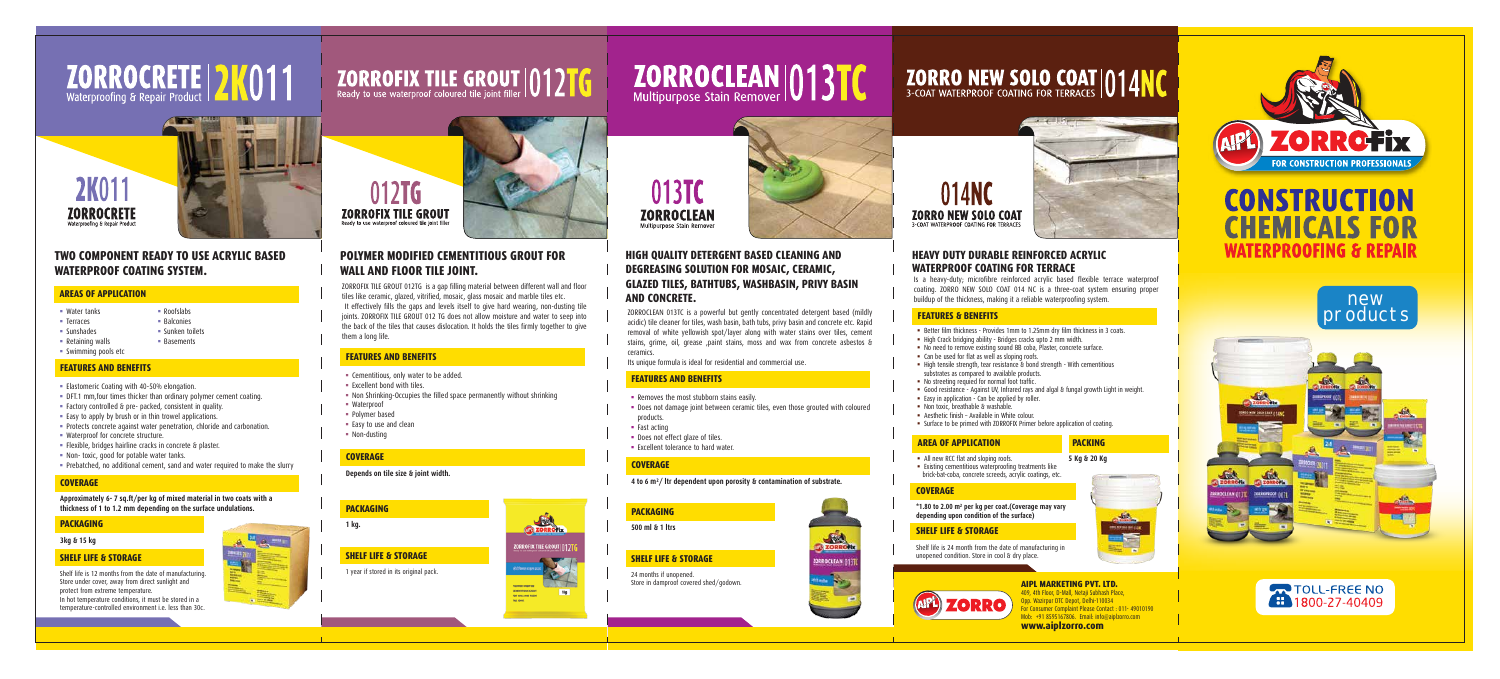# ZORROCRETE | 2K011

Waterproofing & Repair Product

2K011 ZORROCRETE Waterproofing & Repair Product

### TWO COMPONENT READY TO USE ACRYLIC BASED WATERPROOF COATING SYSTEM.

#### AREAS OF APPLICATION

- Water tanks
- Terraces
- Sunshades
- Retaining walls
- Swimming pools etc
- Roofslabs
- Balconies
- Sunken toilets
- Basements

#### FEATURES & BENEFITS

- Elastomeric Coating with 40-50% elongation.
- DFT.1 mm,four times thicker than ordinary polymer cement coating.
- Factory controlled & pre- packed, consistent in quality.
- Easy to apply by brush or in thin trowel applications.
- Protects concrete against water penetration, chloride and carbonation.
- Waterproof for concrete structure.
- Flexible, bridges hairline cracks in concrete & plaster.
- Non- toxic, good for potable water tanks.
- Prebatched, no additional cement, sand and water required to make the slurry

#### COVERAGE

**Approximately 6- 7 sq.ft/per kg of mixed material in two coats with a thickness of 1 to 1.2 mm depending on the surface undulations.**

#### PACKAGING

**3kg & 15 kg**

#### SHELF LIFE & STORAGE

Shelf life is 12 months from the date of manufacturing. Store under cover, away from direct sunlight and protect from extreme temperature.
In hot temperature conditions, it must be stored in a temperature-controlled environment i.e. less than 30c.

# ZORROFIX TILE GROUT | 012TG

Ready to use waterproof coloured tile joint filler

012TG ZORROFIX TILE GROUT Ready to use waterproof coloured tile joint filler

### POLYMER MODIFIED CEMENTITIOUS GROUT FOR WALL AND FLOOR TILE JOINT.

ZORROFIX TILE GROUT 012TG is a gap filling material between different wall and floor tiles like ceramic, glazed, vitrified, mosaic, glass mosaic and marble tiles etc.
It effectively fills the gaps and levels itself to give hard wearing, non-dusting tile joints. ZORROFIX TILE GROUT 012 TG does not allow moisture and water to seep into the back of the tiles that causes dislocation. It holds the tiles firmly together to give them a long life.

#### FEATURES AND BENEFITS

- Cementitious, only water to be added.
- Excellent bond with tiles.
- Non Shrinking-Occupies the filled space permanently without shrinking
- Waterproof
- Polymer based
- Easy to use and clean
- Non-dusting

#### COVERAGE

**Depends on tile size & joint width.**

#### PACKAGING

**1 kg.**

#### SHELF LIFE & STORAGE

1 year if stored in its original pack.

# ZORROCLEAN | 013TC

Multipurpose Stain Remover

013TC ZORROCLEAN Multipurpose Stain Remover

### HIGH QUALITY DETERGENT BASED CLEANING AND DEGREASING SOLUTION FOR MOSAIC, CERAMIC, GLAZED TILES, BATHTUBS, WASHBASIN, PRIVY BASIN AND CONCRETE.

ZORROCLEAN 013TC is a powerful but gently concentrated detergent based (mildly acidic) tile cleaner for tiles, wash basin, bath tubs, privy basin and concrete etc. Rapid removal of white yellowish spot/layer along with water stains over tiles, cement stains, grime, oil, grease ,paint stains, moss and wax from concrete asbestos & ceramics.
Its unique formula is ideal for residential and commercial use.

#### FEATURES AND BENEFITS

- Removes the most stubborn stains easily.
- Does not damage joint between ceramic tiles, even those grouted with coloured products.
- Fast acting
- Does not effect glaze of tiles.
- Excellent tolerance to hard water.

#### COVERAGE

**4 to 6 m²/ ltr dependent upon porosity & contamination of substrate.**

#### PACKAGING

**500 ml & 1 ltrs**

#### SHELF LIFE & STORAGE

24 months if unopened.
Store in dampproof covered shed/godown.

# ZORRO NEW SOLO COAT | 014NC

3-COAT WATERPROOF COATING FOR TERRACES

014NC ZORRO NEW SOLO COAT 3-COAT WATERPROOF COATING FOR TERRACES

### HEAVY DUTY DURABLE REINFORCED ACRYLIC WATERPROOF COATING FOR TERRACE

Is a heavy-duty; microfibre reinforced acrylic based flexible terrace waterproof coating. ZORRO NEW SOLO COAT 014 NC is a three-coat system ensuring proper buildup of the thickness, making it a reliable waterproofing system.

#### FEATURES & BENEFITS

- Better film thickness - Provides 1mm to 1.25mm dry film thickness in 3 coats.
- High Crack bridging ability - Bridges cracks upto 2 mm width.
- No need to remove existing sound BB coba, Plaster, concrete surface.
- Can be used for flat as well as sloping roofs.
- High tensile strength, tear resistance & bond strength - With cementitious substrates as compared to available products.
- No streeting required for normal foot traffic.
- Good resistance - Against UV, Infrared rays and algal & fungal growth Light in weight.
- Easy in application - Can be applied by roller.
- Non toxic, breathable & washable.
- Aesthetic finish - Available in White colour.
- Surface to be primed with ZORROFIX Primer before application of coating.

#### AREA OF APPLICATION

- All new RCC flat and sloping roofs.
- Existing cementitious waterproofing treatments like brick-bat-coba, concrete screeds, acrylic coatings, etc.

#### PACKING

**5 Kg & 20 Kg**

#### COVERAGE

**"1.80 to 2.00 m² per kg per coat.(Coverage may vary depending upon condition of the surface)**

#### SHELF LIFE & STORAGE

Shelf life is 24 month from the date of manufacturing in unopened condition. Store in cool & dry place.

**AIPL MARKETING PVT. LTD.**
409, 4th Floor, D-Mall, Netaji Subhash Place,
Opp. Wazirpur DTC Depot, Delhi-110034
For Consumer Complaint Please Contact : 011- 49010198
Mob: +91 8595167886. Email: info@aiplzorro.com
**www.aiplzorro.com**

AIPL ZORROFix FOR CONSTRUCTION PROFESSIONALS

# CONSTRUCTION CHEMICALS FOR WATERPROOFING & REPAIR

new products

TOLL-FREE NO 1800-27-40409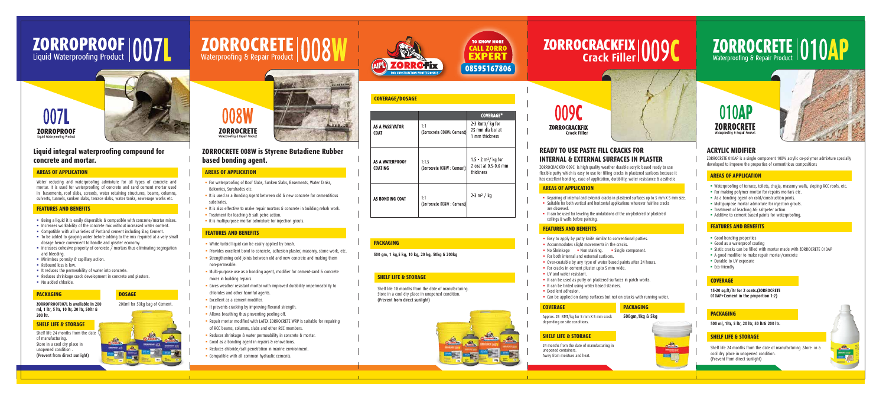# ZORROPROOF 007L
Liquid Waterproofing Product

## Liquid integral waterproofing compound for concrete and mortar.

### AREAS OF APPLICATION

Water reducing and waterproofing admixture for all types of concrete and mortar. It is used for waterproofing of concrete and sand cement mortar used in basements, roof slabs, screeds, water retaining structures, beams, columns, culverts, tunnels, sunken slabs, terrace slabs, water tanks, sewerage works etc.

### FEATURES AND BENEFITS

- Being a liquid it is easily dispersible & compatible with concrete/mortar mixes.
- Increases workability of the concrete mix without increased water content.
- Compatible with all varieties of Portland cement including Slag Cement.
- To be added to gauging water before adding to the mix required at a very small dosage hence convenient to handle and greater economy.
- Increases cohesive property of concrete / mortars thus eliminating segregation and bleeding.
- Minimises porosity & capillary action.
- Rebound loss is low.
- It reduces the permeability of water into concrete.
- Reduces shrinkage crack development in concrete and plasters.
- No added chloride.

### PACKAGING

ZORROPROOF007L is available in 200 ml, 1 ltr, 5 ltr, 10 ltr, 20 ltr, 50ltr & 200 ltr.

### DOSAGE

200ml for 50kg bag of Cement.

### SHELF LIFE & STORAGE

Shelf life 24 months from the date of manufacturing.
Store in a cool dry place in unopened condition .
(Prevent from direct sunlight)

# ZORROCRETE 008W
Waterproofing & Repair Product

## ZORROCRETE 008W is Styrene Butadiene Rubber based bonding agent.

### AREAS OF APPLICATION

- For waterproofing of Roof Slabs, Sunken Slabs, Basements, Water Tanks, Balconies, Sunshades etc.
- It is used as a Bonding Agent between old & new concrete for cementitious substrates.
- It is also effective to make repair mortars & concrete in building rehab work.
- Treatment for leaching & salt petre action.
- It is multipurpose mortar admixture for injection grouts.

### FEATURES AND BENEFITS

- White turbid liquid can be easily applied by brush.
- Provides excellent bond to concrete, adhesion plaster, masonry, stone work, etc.
- Strengthening cold joints between old and new concrete and making them non-permeable.
- Multi-purpose use as a bonding agent, modifier for cement-sand & concrete mixes in building repairs.
- Gives weather resistant mortar with improved durability impermeability to chlorides and other harmful agents.
- Excellent as a cement modifier.
- It prevents cracking by improving flexural strength.
- Allows breathing thus preventing peeling off.
- Repair mortar modified with LATEX ZORROCRETE WRP is suitable for repairing of RCC beams, columns, slabs and other RCC members.
- Reduces shrinkage & water permeability in concrete & mortar.
- Good as a bonding agent in repairs & renovations.
- Reduces chloride/salt penetration in marine environment.
- Compatible with all common hydraulic cements.

TO KNOW MORE CALL ZORRO EXPERT 08595167806

### COVERAGE/DOSAGE

| | | COVERAGE* |
|---|---|---|
| AS A PASSIVATOR COAT | 1:1 (Zorrocrete 008W: Cement) | 2-3 Rmtr/ kg for 25 mm dia bar at 1 mm thickness |
| AS A WATERPROOF COATING | 1:1.5 (Zorrocrete 008W : Cement) | 1.5 - 2 m²/ kg for 2 coat at 0.5-0.6 mm thickness |
| AS BONDING COAT | 1:1 (Zorrocrete 008W : Cement) | 2-3 m² / kg |

### PACKAGING

500 gm, 1 kg,5 kg, 10 kg, 20 kg, 50kg & 200kg

### SHELF LIFE & STORAGE

Shelf life 18 months from the date of manufacturing.
Store in a cool dry place in unopened condition.
(Prevent from direct sunlight)

# ZORROCRACKFIX 009C
Crack Filler

## READY TO USE PASTE FILL CRACKS FOR INTERNAL & EXTERNAL SURFACES IN PLASTER

ZORROCRACKFIX 009C is high quality weather durable acrylic based ready to use flexible putty which is easy to use for filling cracks in plastered surfaces because it has excellent bonding, ease of application, durability, water resistance & aesthetic

### AREAS OF APPLICATION

- Repairing of internal and external cracks in plastered surfaces up to 5 mm X 5 mm size.
- Suitable for both vertical and horizontal applications wherever hairline cracks are observed.
- It can be used for leveling the undulations of the un-plastered or plastered ceilings & walls before painting.

### FEATURES AND BENEFITS

- Easy to apply by putty knife similar to conventional putties.
- Accommodates slight movements in the cracks.
- No Shrinkage • Non staining. • Single component.
- For both internal and external surfaces.
- Over-coatable by any type of water based paints after 24 hours.
- For cracks in cement plaster upto 5 mm wide.
- UV and water resistant.
- It can be used as putty on plastered surfaces in patch works.
- It can be tinted using water based stainers.
- Excellent adhesion.
- Can be applied on damp surfaces but not on cracks with running water.

### COVERAGE

Approx. 25 RMT/kg for 5 mm X 5 mm crack depending on site conditions.

### PACKAGING

500gm,1kg & 5kg

### SHELF LIFE & STORAGE

24 months from the date of manufacturing in unopened containers.
Away from moisture and heat.

# ZORROCRETE 010AP
Waterproofing & Repair Product

## ACRYLIC MIDIFIER

ZORROCRETE 010AP is a single component 100% acrylic co-polymer admixture specially developed to improve the properties of cementitious compositions

### AREAS OF APPLICATION

- Waterproofing of terrace, toilets, chajja, masonry walls, sloping RCC roofs, etc.
- For making polymer mortar for repairs mortars etc.
- As a bonding agent on cold/construction joints.
- Multipurpose mortar admixture for injection grouts.
- Treatment of leaching && saltpeter action.
- Additive to cement based paints for waterproofing.

### FEATURES AND BENEFITS

- Good bonding properties
- Good as a waterproof coating
- Static cracks can be filled with mortar made with ZORROCRETE 010AP
- A good modifier to make repair mortar/concrete
- Durable to UV exposure
- Eco-friendly

### COVERAGE

15-20 sq.ft/ltr for 2 coats.(ZORROCRETE 010AP+Cement in the proportion 1:2)

### PACKAGING

500 ml, 1ltr, 5 ltr, 20 ltr, 50 ltr& 200 ltr.

### SHELF LIFE & STORAGE

Shelf life 24 months from the date of manufacturing .Store in a cool dry place in unopened condition.
(Prevent from direct sunlight)